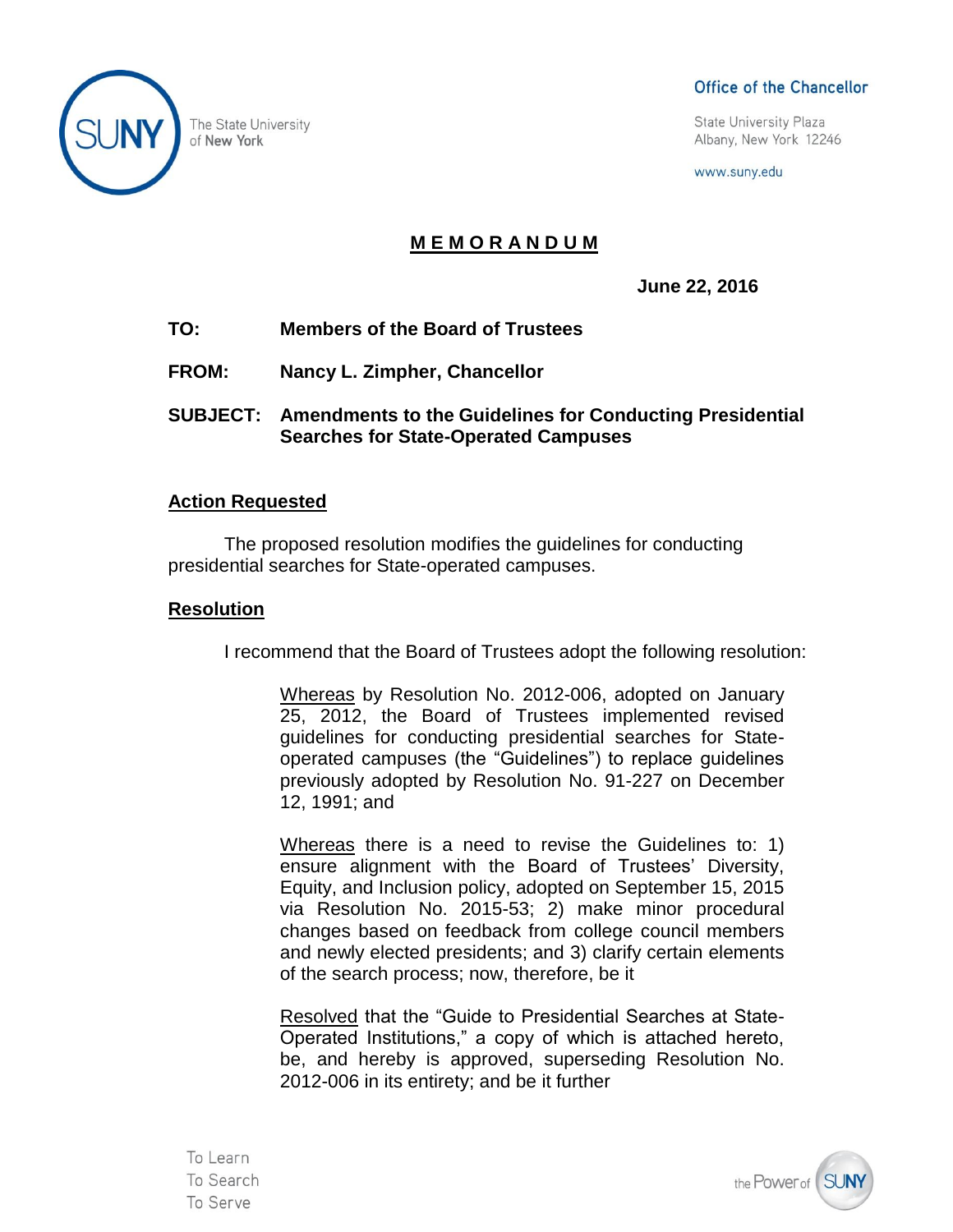The State University of New York

**Office of the Chancellor**

State University Plaza
Albany, New York 12246

www.suny.edu

# M E M O R A N D U M

**June 22, 2016**

**TO:** **Members of the Board of Trustees**

**FROM:** **Nancy L. Zimpher, Chancellor**

**SUBJECT:** **Amendments to the Guidelines for Conducting Presidential Searches for State-Operated Campuses**

## Action Requested

The proposed resolution modifies the guidelines for conducting presidential searches for State-operated campuses.

## Resolution

I recommend that the Board of Trustees adopt the following resolution:

> Whereas by Resolution No. 2012-006, adopted on January 25, 2012, the Board of Trustees implemented revised guidelines for conducting presidential searches for State-operated campuses (the "Guidelines") to replace guidelines previously adopted by Resolution No. 91-227 on December 12, 1991; and
>
> Whereas there is a need to revise the Guidelines to: 1) ensure alignment with the Board of Trustees' Diversity, Equity, and Inclusion policy, adopted on September 15, 2015 via Resolution No. 2015-53; 2) make minor procedural changes based on feedback from college council members and newly elected presidents; and 3) clarify certain elements of the search process; now, therefore, be it
>
> Resolved that the "Guide to Presidential Searches at State-Operated Institutions," a copy of which is attached hereto, be, and hereby is approved, superseding Resolution No. 2012-006 in its entirety; and be it further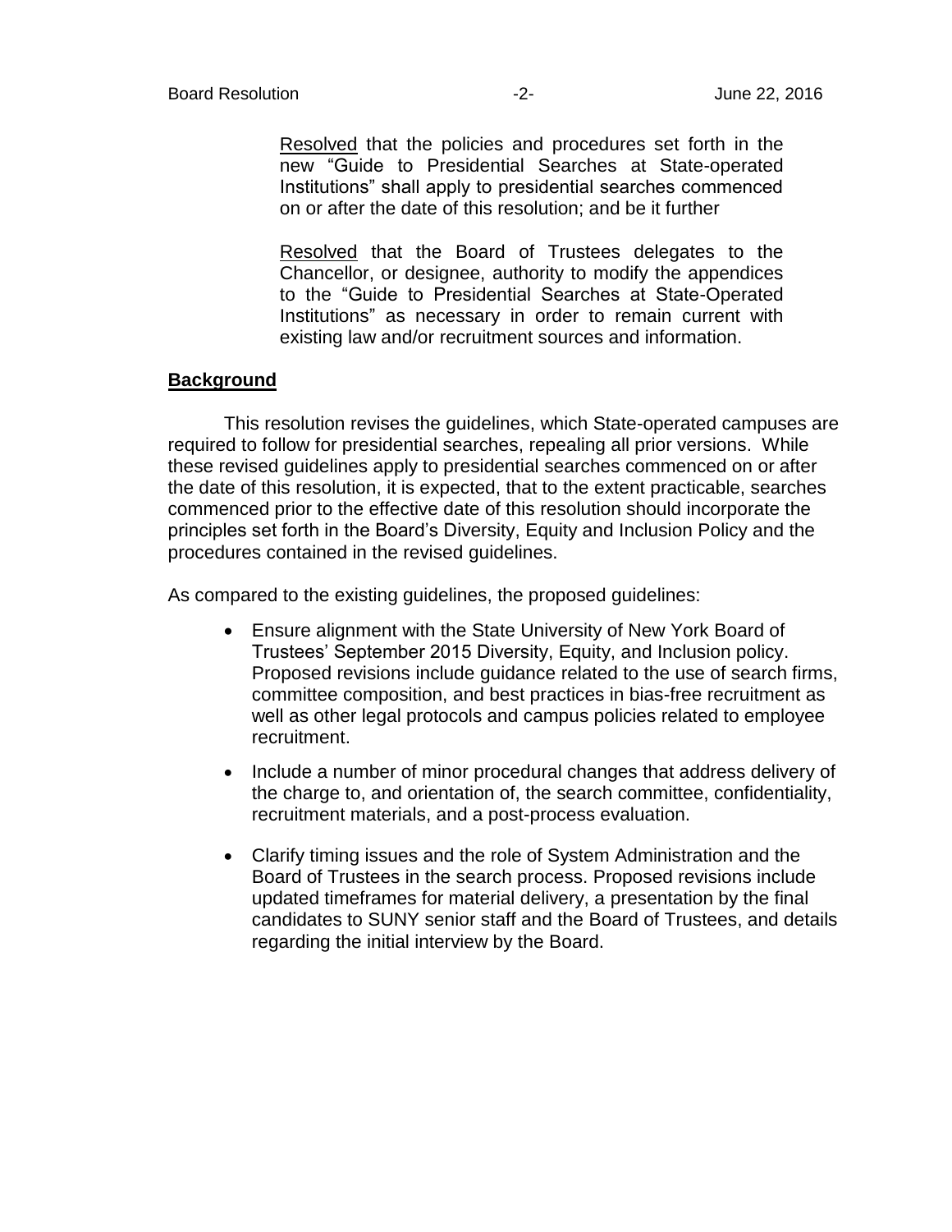Resolved that the policies and procedures set forth in the new "Guide to Presidential Searches at State-operated Institutions" shall apply to presidential searches commenced on or after the date of this resolution; and be it further

Resolved that the Board of Trustees delegates to the Chancellor, or designee, authority to modify the appendices to the "Guide to Presidential Searches at State-Operated Institutions" as necessary in order to remain current with existing law and/or recruitment sources and information.

## Background

This resolution revises the guidelines, which State-operated campuses are required to follow for presidential searches, repealing all prior versions. While these revised guidelines apply to presidential searches commenced on or after the date of this resolution, it is expected, that to the extent practicable, searches commenced prior to the effective date of this resolution should incorporate the principles set forth in the Board's Diversity, Equity and Inclusion Policy and the procedures contained in the revised guidelines.

As compared to the existing guidelines, the proposed guidelines:

- Ensure alignment with the State University of New York Board of Trustees' September 2015 Diversity, Equity, and Inclusion policy. Proposed revisions include guidance related to the use of search firms, committee composition, and best practices in bias-free recruitment as well as other legal protocols and campus policies related to employee recruitment.
- Include a number of minor procedural changes that address delivery of the charge to, and orientation of, the search committee, confidentiality, recruitment materials, and a post-process evaluation.
- Clarify timing issues and the role of System Administration and the Board of Trustees in the search process. Proposed revisions include updated timeframes for material delivery, a presentation by the final candidates to SUNY senior staff and the Board of Trustees, and details regarding the initial interview by the Board.